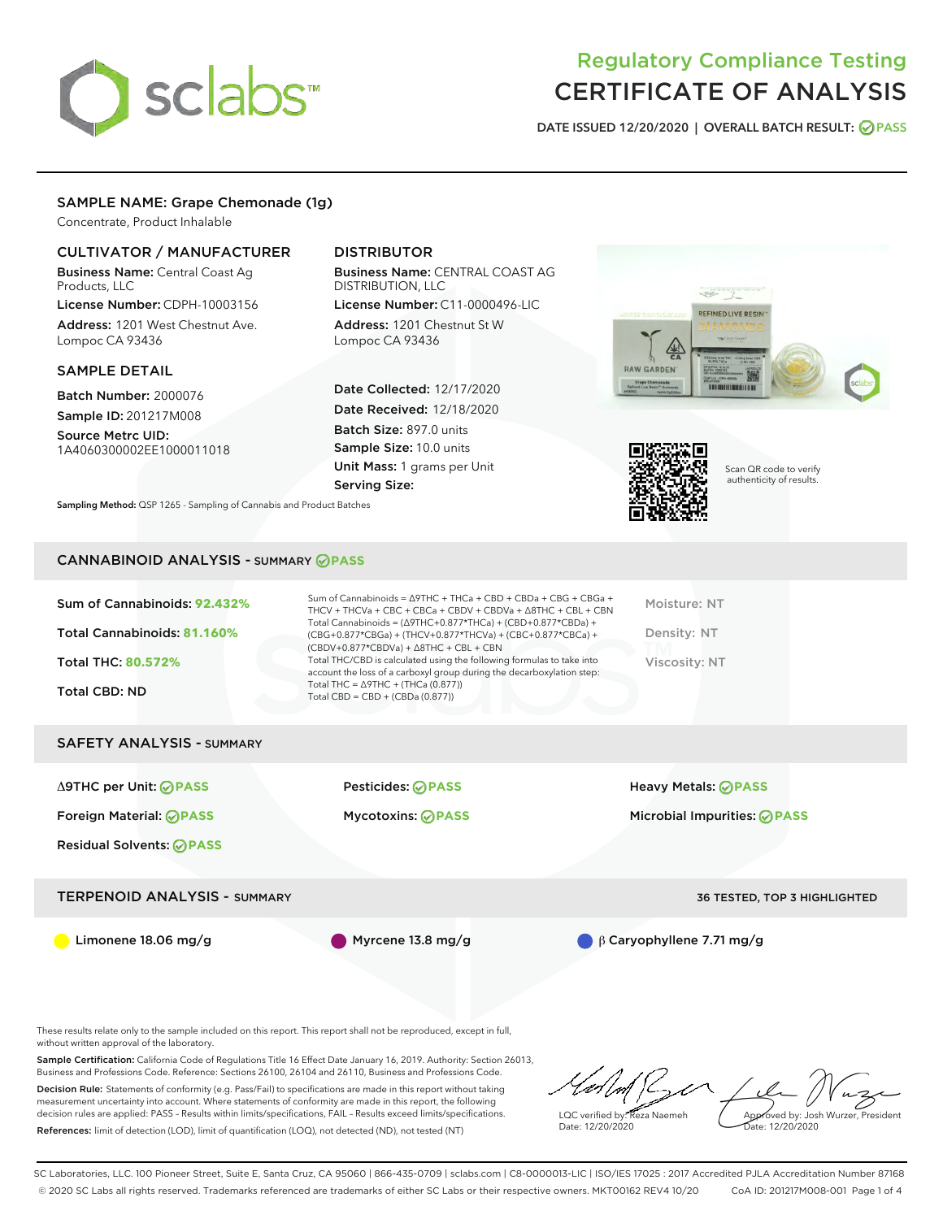# Regulatory Compliance Testing
# CERTIFICATE OF ANALYSIS

DATE ISSUED 12/20/2020 | OVERALL BATCH RESULT: PASS

## SAMPLE NAME: Grape Chemonade (1g)

Concentrate, Product Inhalable

### CULTIVATOR / MANUFACTURER

**Business Name:** Central Coast Ag Products, LLC

**License Number:** CDPH-10003156

**Address:** 1201 West Chestnut Ave. Lompoc CA 93436

### DISTRIBUTOR

**Business Name:** CENTRAL COAST AG DISTRIBUTION, LLC

**License Number:** C11-0000496-LIC

**Address:** 1201 Chestnut St W Lompoc CA 93436

### SAMPLE DETAIL

**Batch Number:** 2000076

**Sample ID:** 201217M008

**Source Metrc UID:** 1A4060300002EE1000011018

**Date Collected:** 12/17/2020

**Date Received:** 12/18/2020

**Batch Size:** 897.0 units

**Sample Size:** 10.0 units

**Unit Mass:** 1 grams per Unit

**Serving Size:**

Scan QR code to verify authenticity of results.

**Sampling Method:** QSP 1265 - Sampling of Cannabis and Product Batches

## CANNABINOID ANALYSIS - SUMMARY PASS

Sum of Cannabinoids: **92.432%**

Total Cannabinoids: **81.160%**

Total THC: **80.572%**

Total CBD: ND

Sum of Cannabinoids = Δ9THC + THCa + CBD + CBDa + CBG + CBGa + THCV + THCVa + CBC + CBCa + CBDV + CBDVa + Δ8THC + CBL + CBN
Total Cannabinoids = (Δ9THC+0.877*THCa) + (CBD+0.877*CBDa) + (CBG+0.877*CBGa) + (THCV+0.877*THCVa) + (CBC+0.877*CBCa) + (CBDV+0.877*CBDVa) + Δ8THC + CBL + CBN
Total THC/CBD is calculated using the following formulas to take into account the loss of a carboxyl group during the decarboxylation step:
Total THC = Δ9THC + (THCa (0.877))
Total CBD = CBD + (CBDa (0.877))

Moisture: NT

Density: NT

Viscosity: NT

## SAFETY ANALYSIS - SUMMARY

Δ9THC per Unit: PASS

Foreign Material: PASS

Residual Solvents: PASS

Pesticides: PASS

Mycotoxins: PASS

Heavy Metals: PASS

Microbial Impurities: PASS

## TERPENOID ANALYSIS - SUMMARY

36 TESTED, TOP 3 HIGHLIGHTED

Limonene 18.06 mg/g

Myrcene 13.8 mg/g

β Caryophyllene 7.71 mg/g

These results relate only to the sample included on this report. This report shall not be reproduced, except in full, without written approval of the laboratory.

**Sample Certification:** California Code of Regulations Title 16 Effect Date January 16, 2019. Authority: Section 26013, Business and Professions Code. Reference: Sections 26100, 26104 and 26110, Business and Professions Code.

**Decision Rule:** Statements of conformity (e.g. Pass/Fail) to specifications are made in this report without taking measurement uncertainty into account. Where statements of conformity are made in this report, the following decision rules are applied: PASS - Results within limits/specifications, FAIL - Results exceed limits/specifications.

**References:** limit of detection (LOD), limit of quantification (LOQ), not detected (ND), not tested (NT)

LQC verified by: Reza Naemeh
Date: 12/20/2020

Approved by: Josh Wurzer, President
Date: 12/20/2020

SC Laboratories, LLC. 100 Pioneer Street, Suite E, Santa Cruz, CA 95060 | 866-435-0709 | sclabs.com | C8-0000013-LIC | ISO/IES 17025 : 2017 Accredited PJLA Accreditation Number 87168
© 2020 SC Labs all rights reserved. Trademarks referenced are trademarks of either SC Labs or their respective owners. MKT00162 REV4 10/20 CoA ID: 201217M008-001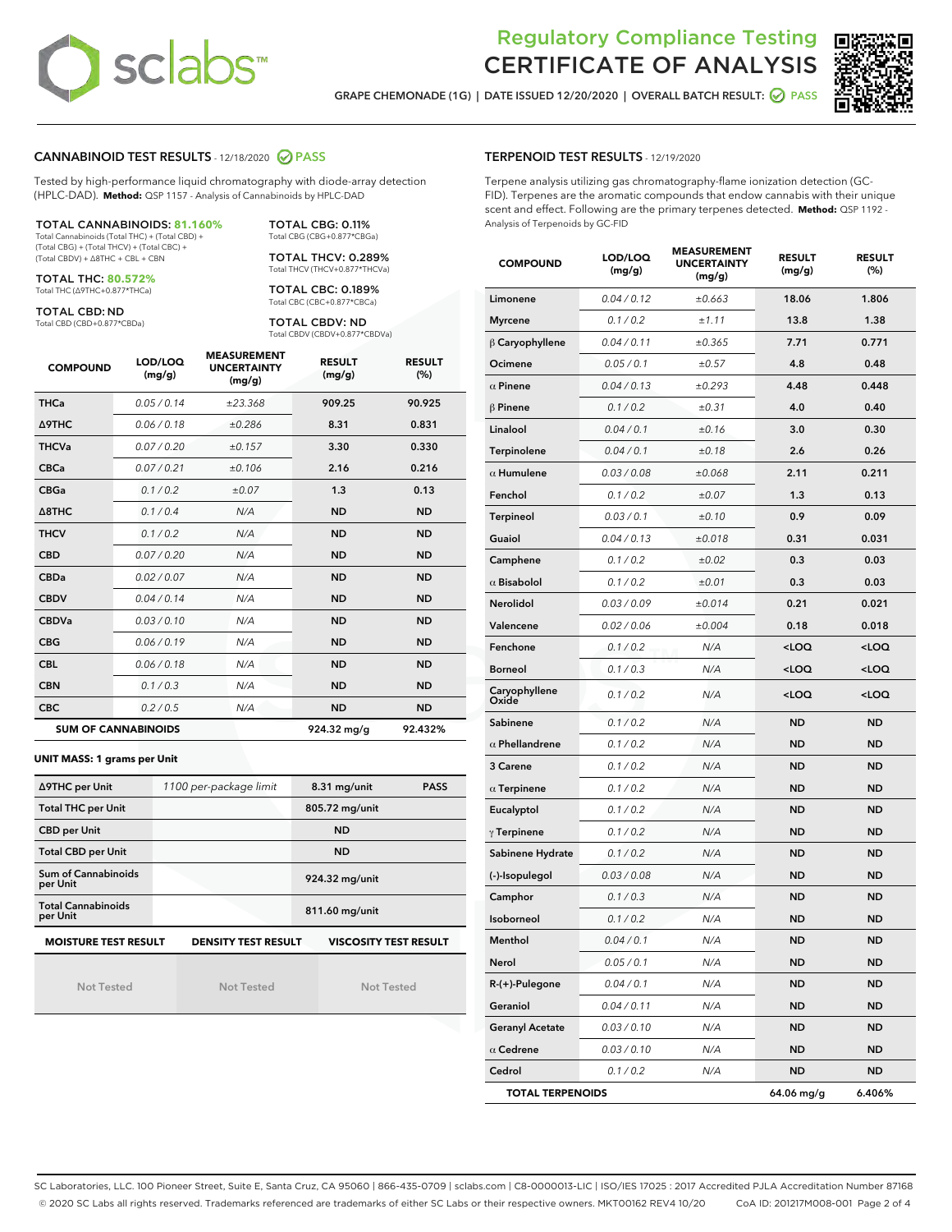# Regulatory Compliance Testing CERTIFICATE OF ANALYSIS

GRAPE CHEMONADE (1G) | DATE ISSUED 12/20/2020 | OVERALL BATCH RESULT: PASS

## CANNABINOID TEST RESULTS - 12/18/2020 PASS

Tested by high-performance liquid chromatography with diode-array detection (HPLC-DAD). **Method:** QSP 1157 - Analysis of Cannabinoids by HPLC-DAD

**TOTAL CANNABINOIDS: 81.160%**
Total Cannabinoids (Total THC) + (Total CBD) + (Total CBG) + (Total THCV) + (Total CBC) + (Total CBDV) + Δ8THC + CBL + CBN

**TOTAL THC: 80.572%**
Total THC (Δ9THC+0.877*THCa)

**TOTAL CBD: ND**
Total CBD (CBD+0.877*CBDa)

**TOTAL CBG: 0.11%**
Total CBG (CBG+0.877*CBGa)

**TOTAL THCV: 0.289%**
Total THCV (THCV+0.877*THCVa)

**TOTAL CBC: 0.189%**
Total CBC (CBC+0.877*CBCa)

**TOTAL CBDV: ND**
Total CBDV (CBDV+0.877*CBDVa)

| COMPOUND | LOD/LOQ (mg/g) | MEASUREMENT UNCERTAINTY (mg/g) | RESULT (mg/g) | RESULT (%) |
|---|---|---|---|---|
| THCa | 0.05 / 0.14 | ±23.368 | 909.25 | 90.925 |
| Δ9THC | 0.06 / 0.18 | ±0.286 | 8.31 | 0.831 |
| THCVa | 0.07 / 0.20 | ±0.157 | 3.30 | 0.330 |
| CBCa | 0.07 / 0.21 | ±0.106 | 2.16 | 0.216 |
| CBGa | 0.1 / 0.2 | ±0.07 | 1.3 | 0.13 |
| Δ8THC | 0.1 / 0.4 | N/A | ND | ND |
| THCV | 0.1 / 0.2 | N/A | ND | ND |
| CBD | 0.07 / 0.20 | N/A | ND | ND |
| CBDa | 0.02 / 0.07 | N/A | ND | ND |
| CBDV | 0.04 / 0.14 | N/A | ND | ND |
| CBDVa | 0.03 / 0.10 | N/A | ND | ND |
| CBG | 0.06 / 0.19 | N/A | ND | ND |
| CBL | 0.06 / 0.18 | N/A | ND | ND |
| CBN | 0.1 / 0.3 | N/A | ND | ND |
| CBC | 0.2 / 0.5 | N/A | ND | ND |
| **SUM OF CANNABINOIDS** | | | **924.32 mg/g** | **92.432%** |

**UNIT MASS: 1 grams per Unit**

| | | | |
|---|---|---|---|
| Δ9THC per Unit | 1100 per-package limit | 8.31 mg/unit | PASS |
| Total THC per Unit | | 805.72 mg/unit | |
| CBD per Unit | | ND | |
| Total CBD per Unit | | ND | |
| Sum of Cannabinoids per Unit | | 924.32 mg/unit | |
| Total Cannabinoids per Unit | | 811.60 mg/unit | |

| MOISTURE TEST RESULT | DENSITY TEST RESULT | VISCOSITY TEST RESULT |
|---|---|---|
| Not Tested | Not Tested | Not Tested |

## TERPENOID TEST RESULTS - 12/19/2020

Terpene analysis utilizing gas chromatography-flame ionization detection (GC-FID). Terpenes are the aromatic compounds that endow cannabis with their unique scent and effect. Following are the primary terpenes detected. **Method:** QSP 1192 - Analysis of Terpenoids by GC-FID

| COMPOUND | LOD/LOQ (mg/g) | MEASUREMENT UNCERTAINTY (mg/g) | RESULT (mg/g) | RESULT (%) |
|---|---|---|---|---|
| Limonene | 0.04 / 0.12 | ±0.663 | 18.06 | 1.806 |
| Myrcene | 0.1 / 0.2 | ±1.11 | 13.8 | 1.38 |
| β Caryophyllene | 0.04 / 0.11 | ±0.365 | 7.71 | 0.771 |
| Ocimene | 0.05 / 0.1 | ±0.57 | 4.8 | 0.48 |
| α Pinene | 0.04 / 0.13 | ±0.293 | 4.48 | 0.448 |
| β Pinene | 0.1 / 0.2 | ±0.31 | 4.0 | 0.40 |
| Linalool | 0.04 / 0.1 | ±0.16 | 3.0 | 0.30 |
| Terpinolene | 0.04 / 0.1 | ±0.18 | 2.6 | 0.26 |
| α Humulene | 0.03 / 0.08 | ±0.068 | 2.11 | 0.211 |
| Fenchol | 0.1 / 0.2 | ±0.07 | 1.3 | 0.13 |
| Terpineol | 0.03 / 0.1 | ±0.10 | 0.9 | 0.09 |
| Guaiol | 0.04 / 0.13 | ±0.018 | 0.31 | 0.031 |
| Camphene | 0.1 / 0.2 | ±0.02 | 0.3 | 0.03 |
| α Bisabolol | 0.1 / 0.2 | ±0.01 | 0.3 | 0.03 |
| Nerolidol | 0.03 / 0.09 | ±0.014 | 0.21 | 0.021 |
| Valencene | 0.02 / 0.06 | ±0.004 | 0.18 | 0.018 |
| Fenchone | 0.1 / 0.2 | N/A | <LOQ | <LOQ |
| Borneol | 0.1 / 0.3 | N/A | <LOQ | <LOQ |
| Caryophyllene Oxide | 0.1 / 0.2 | N/A | <LOQ | <LOQ |
| Sabinene | 0.1 / 0.2 | N/A | ND | ND |
| α Phellandrene | 0.1 / 0.2 | N/A | ND | ND |
| 3 Carene | 0.1 / 0.2 | N/A | ND | ND |
| α Terpinene | 0.1 / 0.2 | N/A | ND | ND |
| Eucalyptol | 0.1 / 0.2 | N/A | ND | ND |
| γ Terpinene | 0.1 / 0.2 | N/A | ND | ND |
| Sabinene Hydrate | 0.1 / 0.2 | N/A | ND | ND |
| (-)-Isopulegol | 0.03 / 0.08 | N/A | ND | ND |
| Camphor | 0.1 / 0.3 | N/A | ND | ND |
| Isoborneol | 0.1 / 0.2 | N/A | ND | ND |
| Menthol | 0.04 / 0.1 | N/A | ND | ND |
| Nerol | 0.05 / 0.1 | N/A | ND | ND |
| R-(+)-Pulegone | 0.04 / 0.1 | N/A | ND | ND |
| Geraniol | 0.04 / 0.11 | N/A | ND | ND |
| Geranyl Acetate | 0.03 / 0.10 | N/A | ND | ND |
| α Cedrene | 0.03 / 0.10 | N/A | ND | ND |
| Cedrol | 0.1 / 0.2 | N/A | ND | ND |
| **TOTAL TERPENOIDS** | | | **64.06 mg/g** | **6.406%** |

SC Laboratories, LLC. 100 Pioneer Street, Suite E, Santa Cruz, CA 95060 | 866-435-0709 | sclabs.com | C8-0000013-LIC | ISO/IES 17025 : 2017 Accredited PJLA Accreditation Number 87168
© 2020 SC Labs all rights reserved. Trademarks referenced are trademarks of either SC Labs or their respective owners. MKT00162 REV4 10/20 CoA ID: 201217M008-001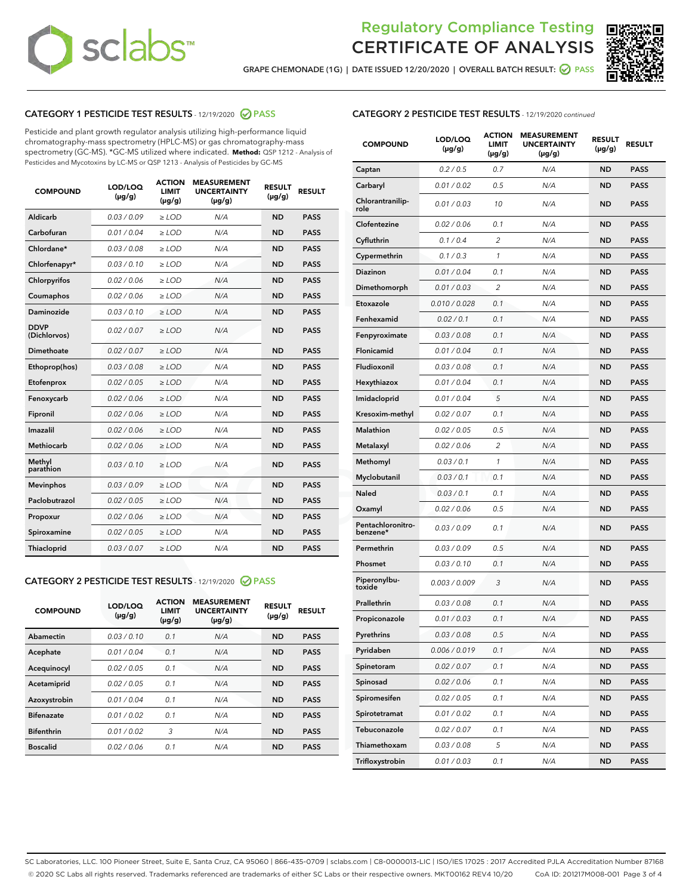# Regulatory Compliance Testing CERTIFICATE OF ANALYSIS

GRAPE CHEMONADE (1G) | DATE ISSUED 12/20/2020 | OVERALL BATCH RESULT: PASS

## CATEGORY 1 PESTICIDE TEST RESULTS - 12/19/2020 PASS

Pesticide and plant growth regulator analysis utilizing high-performance liquid chromatography-mass spectrometry (HPLC-MS) or gas chromatography-mass spectrometry (GC-MS). *GC-MS utilized where indicated. **Method:** QSP 1212 - Analysis of Pesticides and Mycotoxins by LC-MS or QSP 1213 - Analysis of Pesticides by GC-MS

| COMPOUND | LOD/LOQ (µg/g) | ACTION LIMIT (µg/g) | MEASUREMENT UNCERTAINTY (µg/g) | RESULT (µg/g) | RESULT |
|---|---|---|---|---|---|
| Aldicarb | 0.03 / 0.09 | ≥ LOD | N/A | ND | PASS |
| Carbofuran | 0.01 / 0.04 | ≥ LOD | N/A | ND | PASS |
| Chlordane* | 0.03 / 0.08 | ≥ LOD | N/A | ND | PASS |
| Chlorfenapyr* | 0.03 / 0.10 | ≥ LOD | N/A | ND | PASS |
| Chlorpyrifos | 0.02 / 0.06 | ≥ LOD | N/A | ND | PASS |
| Coumaphos | 0.02 / 0.06 | ≥ LOD | N/A | ND | PASS |
| Daminozide | 0.03 / 0.10 | ≥ LOD | N/A | ND | PASS |
| DDVP (Dichlorvos) | 0.02 / 0.07 | ≥ LOD | N/A | ND | PASS |
| Dimethoate | 0.02 / 0.07 | ≥ LOD | N/A | ND | PASS |
| Ethoprop(hos) | 0.03 / 0.08 | ≥ LOD | N/A | ND | PASS |
| Etofenprox | 0.02 / 0.05 | ≥ LOD | N/A | ND | PASS |
| Fenoxycarb | 0.02 / 0.06 | ≥ LOD | N/A | ND | PASS |
| Fipronil | 0.02 / 0.06 | ≥ LOD | N/A | ND | PASS |
| Imazalil | 0.02 / 0.06 | ≥ LOD | N/A | ND | PASS |
| Methiocarb | 0.02 / 0.06 | ≥ LOD | N/A | ND | PASS |
| Methyl parathion | 0.03 / 0.10 | ≥ LOD | N/A | ND | PASS |
| Mevinphos | 0.03 / 0.09 | ≥ LOD | N/A | ND | PASS |
| Paclobutrazol | 0.02 / 0.05 | ≥ LOD | N/A | ND | PASS |
| Propoxur | 0.02 / 0.06 | ≥ LOD | N/A | ND | PASS |
| Spiroxamine | 0.02 / 0.05 | ≥ LOD | N/A | ND | PASS |
| Thiacloprid | 0.03 / 0.07 | ≥ LOD | N/A | ND | PASS |

## CATEGORY 2 PESTICIDE TEST RESULTS - 12/19/2020 PASS

| COMPOUND | LOD/LOQ (µg/g) | ACTION LIMIT (µg/g) | MEASUREMENT UNCERTAINTY (µg/g) | RESULT (µg/g) | RESULT |
|---|---|---|---|---|---|
| Abamectin | 0.03 / 0.10 | 0.1 | N/A | ND | PASS |
| Acephate | 0.01 / 0.04 | 0.1 | N/A | ND | PASS |
| Acequinocyl | 0.02 / 0.05 | 0.1 | N/A | ND | PASS |
| Acetamiprid | 0.02 / 0.05 | 0.1 | N/A | ND | PASS |
| Azoxystrobin | 0.01 / 0.04 | 0.1 | N/A | ND | PASS |
| Bifenazate | 0.01 / 0.02 | 0.1 | N/A | ND | PASS |
| Bifenthrin | 0.01 / 0.02 | 3 | N/A | ND | PASS |
| Boscalid | 0.02 / 0.06 | 0.1 | N/A | ND | PASS |
| Captan | 0.2 / 0.5 | 0.7 | N/A | ND | PASS |
| Carbaryl | 0.01 / 0.02 | 0.5 | N/A | ND | PASS |
| Chlorantraniliprole | 0.01 / 0.03 | 10 | N/A | ND | PASS |
| Clofentezine | 0.02 / 0.06 | 0.1 | N/A | ND | PASS |
| Cyfluthrin | 0.1 / 0.4 | 2 | N/A | ND | PASS |
| Cypermethrin | 0.1 / 0.3 | 1 | N/A | ND | PASS |
| Diazinon | 0.01 / 0.04 | 0.1 | N/A | ND | PASS |
| Dimethomorph | 0.01 / 0.03 | 2 | N/A | ND | PASS |
| Etoxazole | 0.010 / 0.028 | 0.1 | N/A | ND | PASS |
| Fenhexamid | 0.02 / 0.1 | 0.1 | N/A | ND | PASS |
| Fenpyroximate | 0.03 / 0.08 | 0.1 | N/A | ND | PASS |
| Flonicamid | 0.01 / 0.04 | 0.1 | N/A | ND | PASS |
| Fludioxonil | 0.03 / 0.08 | 0.1 | N/A | ND | PASS |
| Hexythiazox | 0.01 / 0.04 | 0.1 | N/A | ND | PASS |
| Imidacloprid | 0.01 / 0.04 | 5 | N/A | ND | PASS |
| Kresoxim-methyl | 0.02 / 0.07 | 0.1 | N/A | ND | PASS |
| Malathion | 0.02 / 0.05 | 0.5 | N/A | ND | PASS |
| Metalaxyl | 0.02 / 0.06 | 2 | N/A | ND | PASS |
| Methomyl | 0.03 / 0.1 | 1 | N/A | ND | PASS |
| Myclobutanil | 0.03 / 0.1 | 0.1 | N/A | ND | PASS |
| Naled | 0.03 / 0.1 | 0.1 | N/A | ND | PASS |
| Oxamyl | 0.02 / 0.06 | 0.5 | N/A | ND | PASS |
| Pentachloronitrobenzene* | 0.03 / 0.09 | 0.1 | N/A | ND | PASS |
| Permethrin | 0.03 / 0.09 | 0.5 | N/A | ND | PASS |
| Phosmet | 0.03 / 0.10 | 0.1 | N/A | ND | PASS |
| Piperonylbutoxide | 0.003 / 0.009 | 3 | N/A | ND | PASS |
| Prallethrin | 0.03 / 0.08 | 0.1 | N/A | ND | PASS |
| Propiconazole | 0.01 / 0.03 | 0.1 | N/A | ND | PASS |
| Pyrethrins | 0.03 / 0.08 | 0.5 | N/A | ND | PASS |
| Pyridaben | 0.006 / 0.019 | 0.1 | N/A | ND | PASS |
| Spinetoram | 0.02 / 0.07 | 0.1 | N/A | ND | PASS |
| Spinosad | 0.02 / 0.06 | 0.1 | N/A | ND | PASS |
| Spiromesifen | 0.02 / 0.05 | 0.1 | N/A | ND | PASS |
| Spirotetramat | 0.01 / 0.02 | 0.1 | N/A | ND | PASS |
| Tebuconazole | 0.02 / 0.07 | 0.1 | N/A | ND | PASS |
| Thiamethoxam | 0.03 / 0.08 | 5 | N/A | ND | PASS |
| Trifloxystrobin | 0.01 / 0.03 | 0.1 | N/A | ND | PASS |

SC Laboratories, LLC. 100 Pioneer Street, Suite E, Santa Cruz, CA 95060 | 866-435-0709 | sclabs.com | C8-0000013-LIC | ISO/IES 17025 : 2017 Accredited PJLA Accreditation Number 87168
© 2020 SC Labs all rights reserved. Trademarks referenced are trademarks of either SC Labs or their respective owners. MKT00162 REV4 10/20 CoA ID: 201217M008-001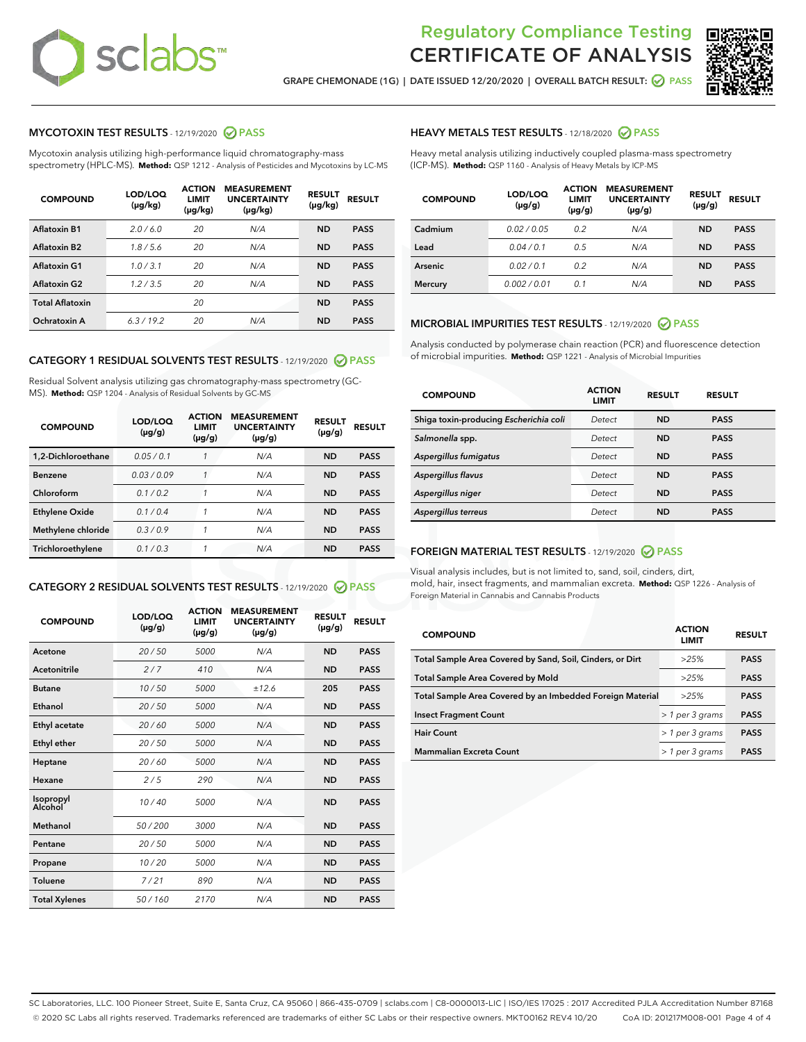# Regulatory Compliance Testing
# CERTIFICATE OF ANALYSIS

GRAPE CHEMONADE (1G) | DATE ISSUED 12/20/2020 | OVERALL BATCH RESULT: PASS

## MYCOTOXIN TEST RESULTS - 12/19/2020 PASS

Mycotoxin analysis utilizing high-performance liquid chromatography-mass spectrometry (HPLC-MS). **Method:** QSP 1212 - Analysis of Pesticides and Mycotoxins by LC-MS

| COMPOUND | LOD/LOQ (µg/kg) | ACTION LIMIT (µg/kg) | MEASUREMENT UNCERTAINTY (µg/kg) | RESULT (µg/kg) | RESULT |
|---|---|---|---|---|---|
| Aflatoxin B1 | 2.0 / 6.0 | 20 | N/A | ND | PASS |
| Aflatoxin B2 | 1.8 / 5.6 | 20 | N/A | ND | PASS |
| Aflatoxin G1 | 1.0 / 3.1 | 20 | N/A | ND | PASS |
| Aflatoxin G2 | 1.2 / 3.5 | 20 | N/A | ND | PASS |
| Total Aflatoxin | | 20 | | ND | PASS |
| Ochratoxin A | 6.3 / 19.2 | 20 | N/A | ND | PASS |

## CATEGORY 1 RESIDUAL SOLVENTS TEST RESULTS - 12/19/2020 PASS

Residual Solvent analysis utilizing gas chromatography-mass spectrometry (GC-MS). **Method:** QSP 1204 - Analysis of Residual Solvents by GC-MS

| COMPOUND | LOD/LOQ (µg/g) | ACTION LIMIT (µg/g) | MEASUREMENT UNCERTAINTY (µg/g) | RESULT (µg/g) | RESULT |
|---|---|---|---|---|---|
| 1,2-Dichloroethane | 0.05 / 0.1 | 1 | N/A | ND | PASS |
| Benzene | 0.03 / 0.09 | 1 | N/A | ND | PASS |
| Chloroform | 0.1 / 0.2 | 1 | N/A | ND | PASS |
| Ethylene Oxide | 0.1 / 0.4 | 1 | N/A | ND | PASS |
| Methylene chloride | 0.3 / 0.9 | 1 | N/A | ND | PASS |
| Trichloroethylene | 0.1 / 0.3 | 1 | N/A | ND | PASS |

## CATEGORY 2 RESIDUAL SOLVENTS TEST RESULTS - 12/19/2020 PASS

| COMPOUND | LOD/LOQ (µg/g) | ACTION LIMIT (µg/g) | MEASUREMENT UNCERTAINTY (µg/g) | RESULT (µg/g) | RESULT |
|---|---|---|---|---|---|
| Acetone | 20 / 50 | 5000 | N/A | ND | PASS |
| Acetonitrile | 2 / 7 | 410 | N/A | ND | PASS |
| Butane | 10 / 50 | 5000 | ±12.6 | 205 | PASS |
| Ethanol | 20 / 50 | 5000 | N/A | ND | PASS |
| Ethyl acetate | 20 / 60 | 5000 | N/A | ND | PASS |
| Ethyl ether | 20 / 50 | 5000 | N/A | ND | PASS |
| Heptane | 20 / 60 | 5000 | N/A | ND | PASS |
| Hexane | 2 / 5 | 290 | N/A | ND | PASS |
| Isopropyl Alcohol | 10 / 40 | 5000 | N/A | ND | PASS |
| Methanol | 50 / 200 | 3000 | N/A | ND | PASS |
| Pentane | 20 / 50 | 5000 | N/A | ND | PASS |
| Propane | 10 / 20 | 5000 | N/A | ND | PASS |
| Toluene | 7 / 21 | 890 | N/A | ND | PASS |
| Total Xylenes | 50 / 160 | 2170 | N/A | ND | PASS |

## HEAVY METALS TEST RESULTS - 12/18/2020 PASS

Heavy metal analysis utilizing inductively coupled plasma-mass spectrometry (ICP-MS). **Method:** QSP 1160 - Analysis of Heavy Metals by ICP-MS

| COMPOUND | LOD/LOQ (µg/g) | ACTION LIMIT (µg/g) | MEASUREMENT UNCERTAINTY (µg/g) | RESULT (µg/g) | RESULT |
|---|---|---|---|---|---|
| Cadmium | 0.02 / 0.05 | 0.2 | N/A | ND | PASS |
| Lead | 0.04 / 0.1 | 0.5 | N/A | ND | PASS |
| Arsenic | 0.02 / 0.1 | 0.2 | N/A | ND | PASS |
| Mercury | 0.002 / 0.01 | 0.1 | N/A | ND | PASS |

## MICROBIAL IMPURITIES TEST RESULTS - 12/19/2020 PASS

Analysis conducted by polymerase chain reaction (PCR) and fluorescence detection of microbial impurities. **Method:** QSP 1221 - Analysis of Microbial Impurities

| COMPOUND | ACTION LIMIT | RESULT | RESULT |
|---|---|---|---|
| Shiga toxin-producing *Escherichia coli* | Detect | ND | PASS |
| *Salmonella* spp. | Detect | ND | PASS |
| *Aspergillus fumigatus* | Detect | ND | PASS |
| *Aspergillus flavus* | Detect | ND | PASS |
| *Aspergillus niger* | Detect | ND | PASS |
| *Aspergillus terreus* | Detect | ND | PASS |

## FOREIGN MATERIAL TEST RESULTS - 12/19/2020 PASS

Visual analysis includes, but is not limited to, sand, soil, cinders, dirt, mold, hair, insect fragments, and mammalian excreta. **Method:** QSP 1226 - Analysis of Foreign Material in Cannabis and Cannabis Products

| COMPOUND | ACTION LIMIT | RESULT |
|---|---|---|
| Total Sample Area Covered by Sand, Soil, Cinders, or Dirt | >25% | PASS |
| Total Sample Area Covered by Mold | >25% | PASS |
| Total Sample Area Covered by an Imbedded Foreign Material | >25% | PASS |
| Insect Fragment Count | > 1 per 3 grams | PASS |
| Hair Count | > 1 per 3 grams | PASS |
| Mammalian Excreta Count | > 1 per 3 grams | PASS |

SC Laboratories, LLC. 100 Pioneer Street, Suite E, Santa Cruz, CA 95060 | 866-435-0709 | sclabs.com | C8-0000013-LIC | ISO/IES 17025 : 2017 Accredited PJLA Accreditation Number 87168
© 2020 SC Labs all rights reserved. Trademarks referenced are trademarks of either SC Labs or their respective owners. MKT00162 REV4 10/20 CoA ID: 201217M008-001